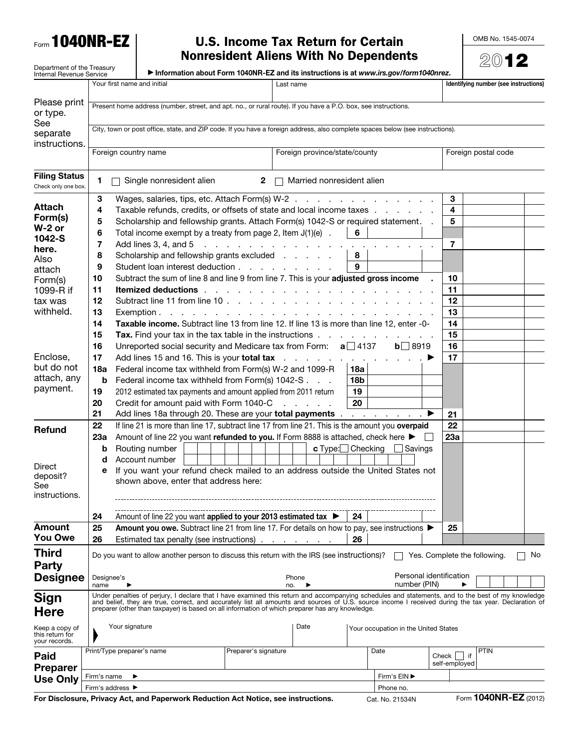Form **1040NR-EZ**

Department of the Treasury
Internal Revenue Service

# U.S. Income Tax Return for Certain Nonresident Aliens With No Dependents

▶ Information about Form 1040NR-EZ and its instructions is at *www.irs.gov/form1040nrez*.

OMB No. 1545-0074

**2012**

Please print or type. See separate instructions.

| Your first name and initial | Last name | Identifying number (see instructions) |
|---|---|---|
| Present home address (number, street, and apt. no., or rural route). If you have a P.O. box, see instructions. | | |
| City, town or post office, state, and ZIP code. If you have a foreign address, also complete spaces below (see instructions). | | |
| Foreign country name | Foreign province/state/county | Foreign postal code |

**Filing Status** Check only one box.

1 ☐ Single nonresident alien  2 ☐ Married nonresident alien

**Attach Form(s) W-2 or 1042-S here.** Also attach Form(s) 1099-R if tax was withheld.

**Enclose, but do not attach, any payment.**

| Line | Description | | | Line | Amount |
|---|---|---|---|---|---|
| 3 | Wages, salaries, tips, etc. Attach Form(s) W-2 | | | 3 | |
| 4 | Taxable refunds, credits, or offsets of state and local income taxes | | | 4 | |
| 5 | Scholarship and fellowship grants. Attach Form(s) 1042-S or required statement | | | 5 | |
| 6 | Total income exempt by a treaty from page 2, Item J(1)(e) | 6 | | | |
| 7 | Add lines 3, 4, and 5 | | | 7 | |
| 8 | Scholarship and fellowship grants excluded | 8 | | | |
| 9 | Student loan interest deduction | 9 | | | |
| 10 | Subtract the sum of line 8 and line 9 from line 7. This is your **adjusted gross income** | | | 10 | |
| 11 | **Itemized deductions** | | | 11 | |
| 12 | Subtract line 11 from line 10 | | | 12 | |
| 13 | Exemption | | | 13 | |
| 14 | **Taxable income.** Subtract line 13 from line 12. If line 13 is more than line 12, enter -0- | | | 14 | |
| 15 | **Tax.** Find your tax in the tax table in the instructions | | | 15 | |
| 16 | Unreported social security and Medicare tax from Form: **a** ☐ 4137 **b** ☐ 8919 | | | 16 | |
| 17 | Add lines 15 and 16. This is your **total tax** ▶ | | | 17 | |
| 18a | Federal income tax withheld from Form(s) W-2 and 1099-R | 18a | | | |
| b | Federal income tax withheld from Form(s) 1042-S | 18b | | | |
| 19 | 2012 estimated tax payments and amount applied from 2011 return | 19 | | | |
| 20 | Credit for amount paid with Form 1040-C | 20 | | | |
| 21 | Add lines 18a through 20. These are your **total payments** ▶ | | | 21 | |

**Refund**

| Line | Description | | | Line | Amount |
|---|---|---|---|---|---|
| 22 | If line 21 is more than line 17, subtract line 17 from line 21. This is the amount you **overpaid** | | | 22 | |
| 23a | Amount of line 22 you want **refunded to you.** If Form 8888 is attached, check here ▶ ☐ | | | 23a | |
| b | Routing number | **c** Type: ☐ Checking ☐ Savings | | | |
| d | Account number | | | | |
| e | If you want your refund check mailed to an address outside the United States not shown above, enter that address here: | | | | |
| 24 | Amount of line 22 you want **applied to your 2013 estimated tax** ▶ | 24 | | | |

Direct deposit? See instructions.

**Amount You Owe**

| Line | Description | | | Line | Amount |
|---|---|---|---|---|---|
| 25 | **Amount you owe.** Subtract line 21 from line 17. For details on how to pay, see instructions ▶ | | | 25 | |
| 26 | Estimated tax penalty (see instructions) | 26 | | | |

**Third Party Designee**

Do you want to allow another person to discuss this return with the IRS (see instructions)? ☐ Yes. Complete the following. ☐ No

Designee's name ▶  Phone no. ▶  Personal identification number (PIN) ▶

**Sign Here**

Under penalties of perjury, I declare that I have examined this return and accompanying schedules and statements, and to the best of my knowledge and belief, they are true, correct, and accurately list all amounts and sources of U.S. source income I received during the tax year. Declaration of preparer (other than taxpayer) is based on all information of which preparer has any knowledge.

Keep a copy of this return for your records.

| Your signature | Date | Your occupation in the United States |
|---|---|---|
| | | |

**Paid Preparer Use Only**

| Print/Type preparer's name | Preparer's signature | Date | Check ☐ if self-employed | PTIN |
|---|---|---|---|---|
| Firm's name ▶ | | Firm's EIN ▶ | | |
| Firm's address ▶ | | Phone no. | | |

**For Disclosure, Privacy Act, and Paperwork Reduction Act Notice, see instructions.** Cat. No. 21534N Form **1040NR-EZ** (2012)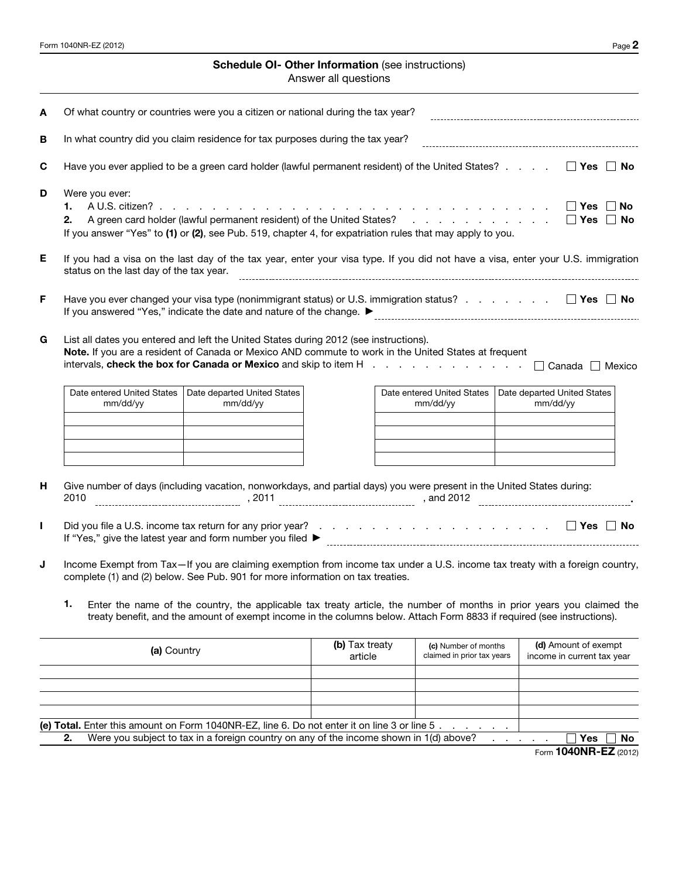## Schedule OI- Other Information (see instructions)

Answer all questions

**A** Of what country or countries were you a citizen or national during the tax year?

**B** In what country did you claim residence for tax purposes during the tax year?

**C** Have you ever applied to be a green card holder (lawful permanent resident) of the United States? ☐ **Yes** ☐ **No**

**D** Were you ever:

1. A U.S. citizen? ☐ **Yes** ☐ **No**
2. A green card holder (lawful permanent resident) of the United States? ☐ **Yes** ☐ **No**

If you answer "Yes" to **(1)** or **(2)**, see Pub. 519, chapter 4, for expatriation rules that may apply to you.

**E** If you had a visa on the last day of the tax year, enter your visa type. If you did not have a visa, enter your U.S. immigration status on the last day of the tax year.

**F** Have you ever changed your visa type (nonimmigrant status) or U.S. immigration status? ☐ **Yes** ☐ **No**
If you answered "Yes," indicate the date and nature of the change. ►

**G** List all dates you entered and left the United States during 2012 (see instructions).
**Note.** If you are a resident of Canada or Mexico AND commute to work in the United States at frequent intervals, **check the box for Canada or Mexico** and skip to item H ☐ Canada ☐ Mexico

| Date entered United States mm/dd/yy | Date departed United States mm/dd/yy | Date entered United States mm/dd/yy | Date departed United States mm/dd/yy |
|---|---|---|---|
| | | | |
| | | | |
| | | | |
| | | | |

**H** Give number of days (including vacation, nonworkdays, and partial days) you were present in the United States during:
2010 ____________ , 2011 ____________ , and 2012 ____________.

**I** Did you file a U.S. income tax return for any prior year? ☐ **Yes** ☐ **No**
If "Yes," give the latest year and form number you filed ►

**J** Income Exempt from Tax—If you are claiming exemption from income tax under a U.S. income tax treaty with a foreign country, complete (1) and (2) below. See Pub. 901 for more information on tax treaties.

**1.** Enter the name of the country, the applicable tax treaty article, the number of months in prior years you claimed the treaty benefit, and the amount of exempt income in the columns below. Attach Form 8833 if required (see instructions).

| **(a)** Country | **(b)** Tax treaty article | **(c)** Number of months claimed in prior tax years | **(d)** Amount of exempt income in current tax year |
|---|---|---|---|
| | | | |
| | | | |
| | | | |
| | | | |
| **(e) Total.** Enter this amount on Form 1040NR-EZ, line 6. Do not enter it on line 3 or line 5 | | | |

**2.** Were you subject to tax in a foreign country on any of the income shown in 1(d) above? ☐ **Yes** ☐ **No**

Form **1040NR-EZ** (2012)